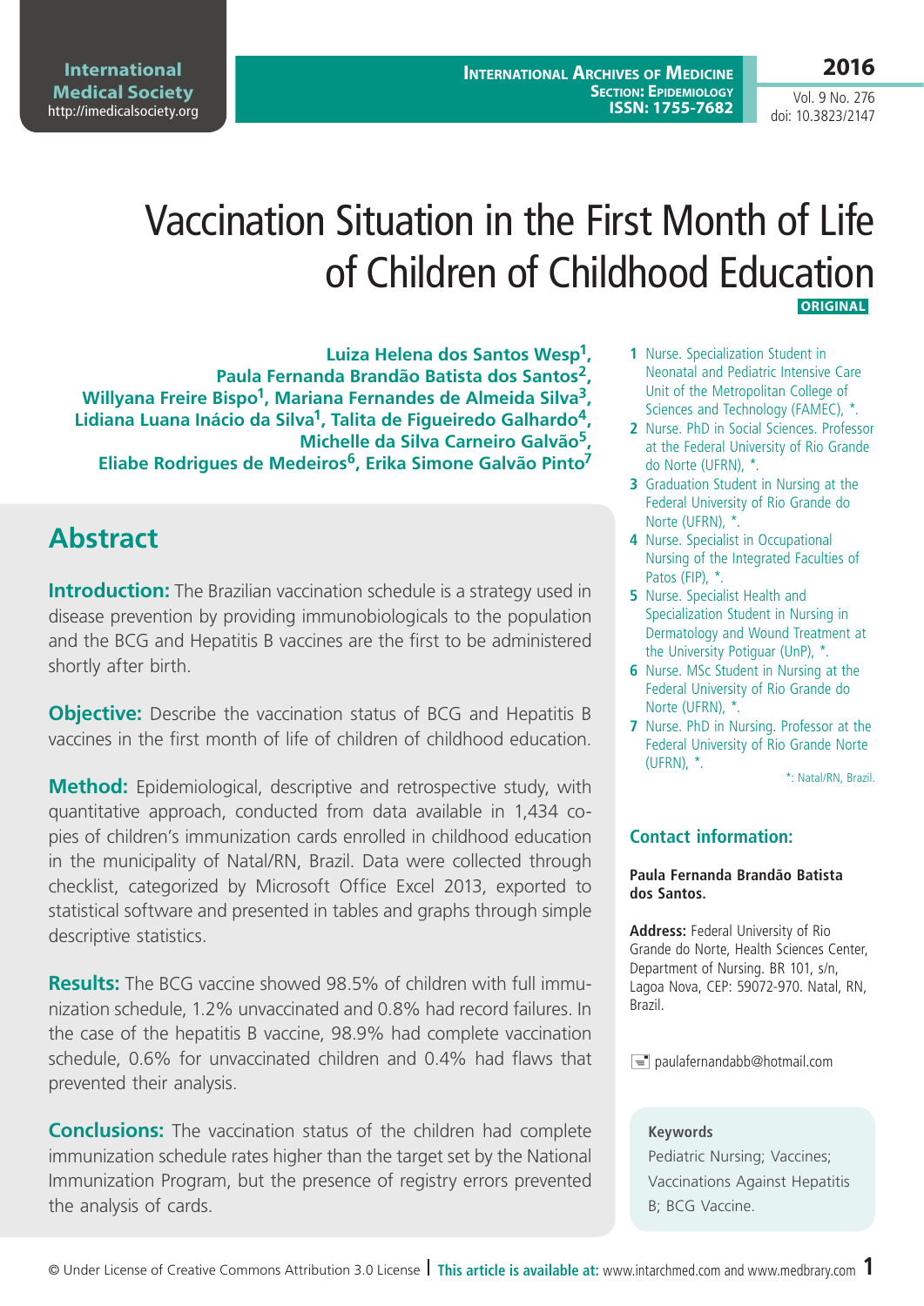# Vaccination Situation in the First Month of Life of Children of Childhood Education

**ORIGINAL**

**Luiza Helena dos Santos Wesp[1], Paula Fernanda Brandão Batista dos Santos[2], Willyana Freire Bispo[1], Mariana Fernandes de Almeida Silva[3], Lidiana Luana Inácio da Silva[1], Talita de Figueiredo Galhardo[4], Michelle da Silva Carneiro Galvão[5], Eliabe Rodrigues de Medeiros[6], Erika Simone Galvão Pinto[7]**

1. Nurse. Specialization Student in Neonatal and Pediatric Intensive Care Unit of the Metropolitan College of Sciences and Technology (FAMEC), *.
2. Nurse. PhD in Social Sciences. Professor at the Federal University of Rio Grande do Norte (UFRN), *.
3. Graduation Student in Nursing at the Federal University of Rio Grande do Norte (UFRN), *.
4. Nurse. Specialist in Occupational Nursing of the Integrated Faculties of Patos (FIP), *.
5. Nurse. Specialist Health and Specialization Student in Nursing in Dermatology and Wound Treatment at the University Potiguar (UnP), *.
6. Nurse. MSc Student in Nursing at the Federal University of Rio Grande do Norte (UFRN), *.
7. Nurse. PhD in Nursing. Professor at the Federal University of Rio Grande Norte (UFRN), *.

*: Natal/RN, Brazil.

## Abstract

**Introduction:** The Brazilian vaccination schedule is a strategy used in disease prevention by providing immunobiologicals to the population and the BCG and Hepatitis B vaccines are the first to be administered shortly after birth.

**Objective:** Describe the vaccination status of BCG and Hepatitis B vaccines in the first month of life of children of childhood education.

**Method:** Epidemiological, descriptive and retrospective study, with quantitative approach, conducted from data available in 1,434 copies of children's immunization cards enrolled in childhood education in the municipality of Natal/RN, Brazil. Data were collected through checklist, categorized by Microsoft Office Excel 2013, exported to statistical software and presented in tables and graphs through simple descriptive statistics.

**Results:** The BCG vaccine showed 98.5% of children with full immunization schedule, 1.2% unvaccinated and 0.8% had record failures. In the case of the hepatitis B vaccine, 98.9% had complete vaccination schedule, 0.6% for unvaccinated children and 0.4% had flaws that prevented their analysis.

**Conclusions:** The vaccination status of the children had complete immunization schedule rates higher than the target set by the National Immunization Program, but the presence of registry errors prevented the analysis of cards.

### Contact information:

**Paula Fernanda Brandão Batista dos Santos.**

**Address:** Federal University of Rio Grande do Norte, Health Sciences Center, Department of Nursing. BR 101, s/n, Lagoa Nova, CEP: 59072-970. Natal, RN, Brazil.

paulafernandabb@hotmail.com

**Keywords**

Pediatric Nursing; Vaccines; Vaccinations Against Hepatitis B; BCG Vaccine.

© Under License of Creative Commons Attribution 3.0 License | **This article is available at:** www.intarchmed.com and www.medbrary.com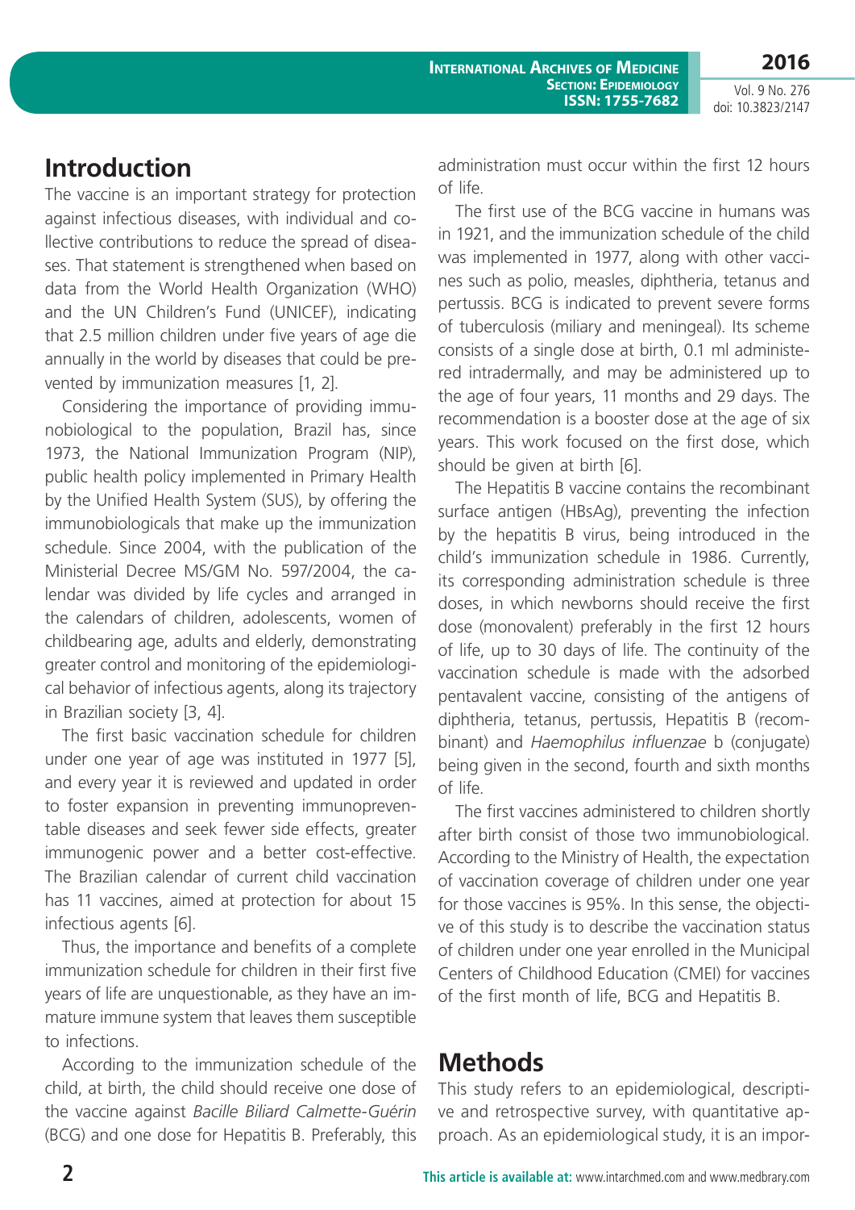## Introduction

The vaccine is an important strategy for protection against infectious diseases, with individual and collective contributions to reduce the spread of diseases. That statement is strengthened when based on data from the World Health Organization (WHO) and the UN Children's Fund (UNICEF), indicating that 2.5 million children under five years of age die annually in the world by diseases that could be prevented by immunization measures [1, 2].

Considering the importance of providing immunobiological to the population, Brazil has, since 1973, the National Immunization Program (NIP), public health policy implemented in Primary Health by the Unified Health System (SUS), by offering the immunobiologicals that make up the immunization schedule. Since 2004, with the publication of the Ministerial Decree MS/GM No. 597/2004, the calendar was divided by life cycles and arranged in the calendars of children, adolescents, women of childbearing age, adults and elderly, demonstrating greater control and monitoring of the epidemiological behavior of infectious agents, along its trajectory in Brazilian society [3, 4].

The first basic vaccination schedule for children under one year of age was instituted in 1977 [5], and every year it is reviewed and updated in order to foster expansion in preventing immunopreventable diseases and seek fewer side effects, greater immunogenic power and a better cost-effective. The Brazilian calendar of current child vaccination has 11 vaccines, aimed at protection for about 15 infectious agents [6].

Thus, the importance and benefits of a complete immunization schedule for children in their first five years of life are unquestionable, as they have an immature immune system that leaves them susceptible to infections.

According to the immunization schedule of the child, at birth, the child should receive one dose of the vaccine against *Bacille Biliard Calmette-Guérin* (BCG) and one dose for Hepatitis B. Preferably, this administration must occur within the first 12 hours of life.

The first use of the BCG vaccine in humans was in 1921, and the immunization schedule of the child was implemented in 1977, along with other vaccines such as polio, measles, diphtheria, tetanus and pertussis. BCG is indicated to prevent severe forms of tuberculosis (miliary and meningeal). Its scheme consists of a single dose at birth, 0.1 ml administered intradermally, and may be administered up to the age of four years, 11 months and 29 days. The recommendation is a booster dose at the age of six years. This work focused on the first dose, which should be given at birth [6].

The Hepatitis B vaccine contains the recombinant surface antigen (HBsAg), preventing the infection by the hepatitis B virus, being introduced in the child's immunization schedule in 1986. Currently, its corresponding administration schedule is three doses, in which newborns should receive the first dose (monovalent) preferably in the first 12 hours of life, up to 30 days of life. The continuity of the vaccination schedule is made with the adsorbed pentavalent vaccine, consisting of the antigens of diphtheria, tetanus, pertussis, Hepatitis B (recombinant) and *Haemophilus influenzae* b (conjugate) being given in the second, fourth and sixth months of life.

The first vaccines administered to children shortly after birth consist of those two immunobiological. According to the Ministry of Health, the expectation of vaccination coverage of children under one year for those vaccines is 95%. In this sense, the objective of this study is to describe the vaccination status of children under one year enrolled in the Municipal Centers of Childhood Education (CMEI) for vaccines of the first month of life, BCG and Hepatitis B.

## Methods

This study refers to an epidemiological, descriptive and retrospective survey, with quantitative approach. As an epidemiological study, it is an impor-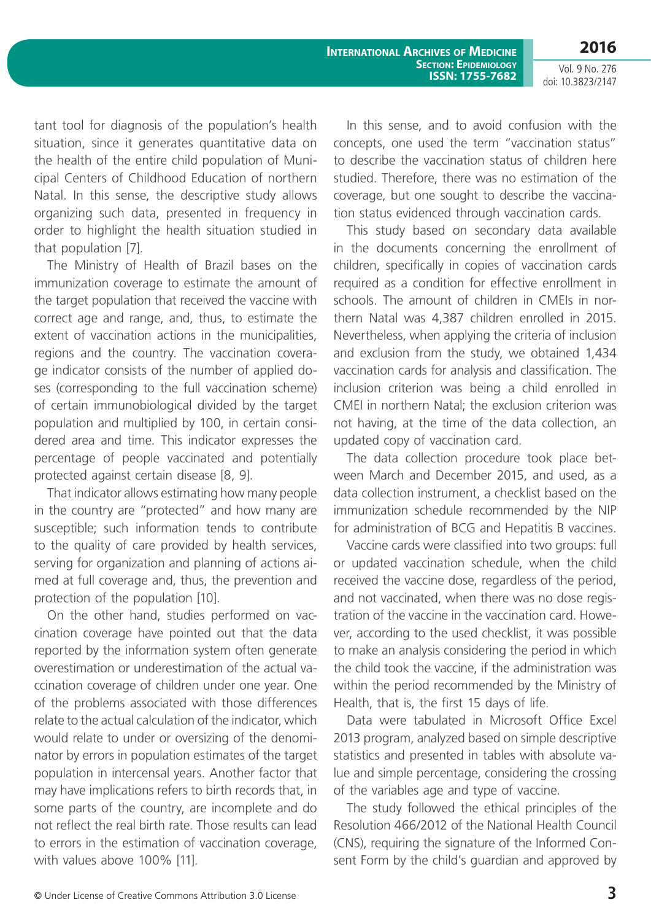tant tool for diagnosis of the population's health situation, since it generates quantitative data on the health of the entire child population of Municipal Centers of Childhood Education of northern Natal. In this sense, the descriptive study allows organizing such data, presented in frequency in order to highlight the health situation studied in that population [7].

The Ministry of Health of Brazil bases on the immunization coverage to estimate the amount of the target population that received the vaccine with correct age and range, and, thus, to estimate the extent of vaccination actions in the municipalities, regions and the country. The vaccination coverage indicator consists of the number of applied doses (corresponding to the full vaccination scheme) of certain immunobiological divided by the target population and multiplied by 100, in certain considered area and time. This indicator expresses the percentage of people vaccinated and potentially protected against certain disease [8, 9].

That indicator allows estimating how many people in the country are "protected" and how many are susceptible; such information tends to contribute to the quality of care provided by health services, serving for organization and planning of actions aimed at full coverage and, thus, the prevention and protection of the population [10].

On the other hand, studies performed on vaccination coverage have pointed out that the data reported by the information system often generate overestimation or underestimation of the actual vaccination coverage of children under one year. One of the problems associated with those differences relate to the actual calculation of the indicator, which would relate to under or oversizing of the denominator by errors in population estimates of the target population in intercensal years. Another factor that may have implications refers to birth records that, in some parts of the country, are incomplete and do not reflect the real birth rate. Those results can lead to errors in the estimation of vaccination coverage, with values above 100% [11].

In this sense, and to avoid confusion with the concepts, one used the term "vaccination status" to describe the vaccination status of children here studied. Therefore, there was no estimation of the coverage, but one sought to describe the vaccination status evidenced through vaccination cards.

This study based on secondary data available in the documents concerning the enrollment of children, specifically in copies of vaccination cards required as a condition for effective enrollment in schools. The amount of children in CMEIs in northern Natal was 4,387 children enrolled in 2015. Nevertheless, when applying the criteria of inclusion and exclusion from the study, we obtained 1,434 vaccination cards for analysis and classification. The inclusion criterion was being a child enrolled in CMEI in northern Natal; the exclusion criterion was not having, at the time of the data collection, an updated copy of vaccination card.

The data collection procedure took place between March and December 2015, and used, as a data collection instrument, a checklist based on the immunization schedule recommended by the NIP for administration of BCG and Hepatitis B vaccines.

Vaccine cards were classified into two groups: full or updated vaccination schedule, when the child received the vaccine dose, regardless of the period, and not vaccinated, when there was no dose registration of the vaccine in the vaccination card. However, according to the used checklist, it was possible to make an analysis considering the period in which the child took the vaccine, if the administration was within the period recommended by the Ministry of Health, that is, the first 15 days of life.

Data were tabulated in Microsoft Office Excel 2013 program, analyzed based on simple descriptive statistics and presented in tables with absolute value and simple percentage, considering the crossing of the variables age and type of vaccine.

The study followed the ethical principles of the Resolution 466/2012 of the National Health Council (CNS), requiring the signature of the Informed Consent Form by the child's guardian and approved by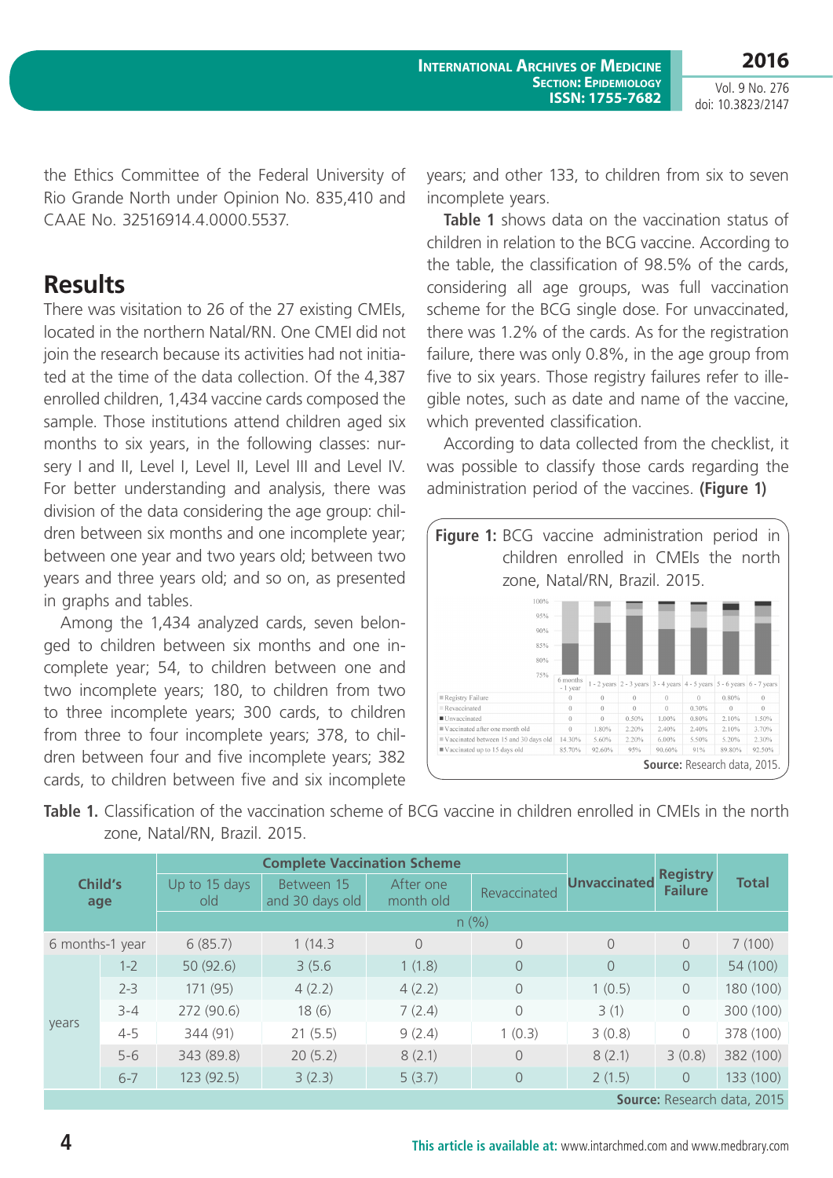the Ethics Committee of the Federal University of Rio Grande North under Opinion No. 835,410 and CAAE No. 32516914.4.0000.5537.

## Results

There was visitation to 26 of the 27 existing CMEIs, located in the northern Natal/RN. One CMEI did not join the research because its activities had not initiated at the time of the data collection. Of the 4,387 enrolled children, 1,434 vaccine cards composed the sample. Those institutions attend children aged six months to six years, in the following classes: nursery I and II, Level I, Level II, Level III and Level IV. For better understanding and analysis, there was division of the data considering the age group: children between six months and one incomplete year; between one year and two years old; between two years and three years old; and so on, as presented in graphs and tables.

Among the 1,434 analyzed cards, seven belonged to children between six months and one incomplete year; 54, to children between one and two incomplete years; 180, to children from two to three incomplete years; 300 cards, to children from three to four incomplete years; 378, to children between four and five incomplete years; 382 cards, to children between five and six incomplete years; and other 133, to children from six to seven incomplete years.

**Table 1** shows data on the vaccination status of children in relation to the BCG vaccine. According to the table, the classification of 98.5% of the cards, considering all age groups, was full vaccination scheme for the BCG single dose. For unvaccinated, there was 1.2% of the cards. As for the registration failure, there was only 0.8%, in the age group from five to six years. Those registry failures refer to illegible notes, such as date and name of the vaccine, which prevented classification.

According to data collected from the checklist, it was possible to classify those cards regarding the administration period of the vaccines. **(Figure 1)**

**Figure 1:** BCG vaccine administration period in children enrolled in CMEIs the north zone, Natal/RN, Brazil. 2015.

| | 6 months - 1 year | 1 - 2 years | 2 - 3 years | 3 - 4 years | 4 - 5 years | 5 - 6 years | 6 - 7 years |
|---|---|---|---|---|---|---|---|
| Registry Failure | 0 | 0 | 0 | 0 | 0 | 0.80% | 0 |
| Revaccinated | 0 | 0 | 0 | 0 | 0.30% | 0 | 0 |
| Unvaccinated | 0 | 0 | 0.50% | 1.00% | 0.80% | 2.10% | 1.50% |
| Vaccinated after one month old | 0 | 1.80% | 2.20% | 2.40% | 2.40% | 2.10% | 3.70% |
| Vaccinated between 15 and 30 days old | 14.30% | 5.60% | 2.20% | 6.00% | 5.50% | 5.20% | 2.30% |
| Vaccinated up to 15 days old | 85.70% | 92.60% | 95% | 90.60% | 91% | 89.80% | 92.50% |

**Source:** Research data, 2015.

**Table 1.** Classification of the vaccination scheme of BCG vaccine in children enrolled in CMEIs in the north zone, Natal/RN, Brazil. 2015.

| Child's age | | Complete Vaccination Scheme | | | | Unvaccinated | Registry Failure | Total |
|---|---|---|---|---|---|---|---|---|
| | | Up to 15 days old | Between 15 and 30 days old | After one month old | Revaccinated | | | |
| | | n (%) | | | | | | |
| 6 months-1 year | | 6 (85.7) | 1 (14.3 | 0 | 0 | 0 | 0 | 7 (100) |
| years | 1-2 | 50 (92.6) | 3 (5.6 | 1 (1.8) | 0 | 0 | 0 | 54 (100) |
| | 2-3 | 171 (95) | 4 (2.2) | 4 (2.2) | 0 | 1 (0.5) | 0 | 180 (100) |
| | 3-4 | 272 (90.6) | 18 (6) | 7 (2.4) | 0 | 3 (1) | 0 | 300 (100) |
| | 4-5 | 344 (91) | 21 (5.5) | 9 (2.4) | 1 (0.3) | 3 (0.8) | 0 | 378 (100) |
| | 5-6 | 343 (89.8) | 20 (5.2) | 8 (2.1) | 0 | 8 (2.1) | 3 (0.8) | 382 (100) |
| | 6-7 | 123 (92.5) | 3 (2.3) | 5 (3.7) | 0 | 2 (1.5) | 0 | 133 (100) |

**Source:** Research data, 2015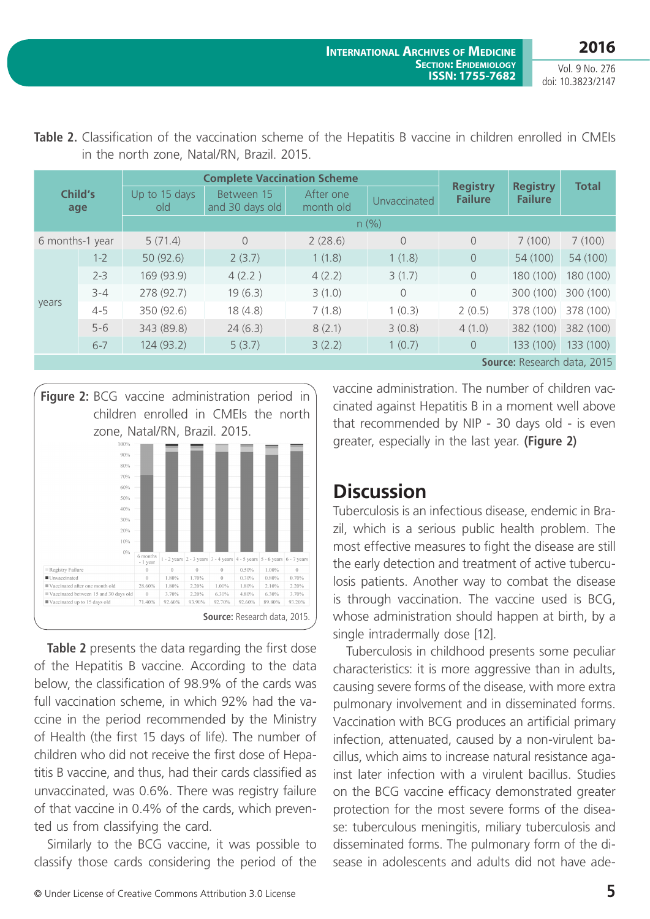**Table 2.** Classification of the vaccination scheme of the Hepatitis B vaccine in children enrolled in CMEIs in the north zone, Natal/RN, Brazil. 2015.

| Child's age | | Complete Vaccination Scheme | | | | Registry Failure | Registry Failure | Total |
|---|---|---|---|---|---|---|---|---|
| | | Up to 15 days old | Between 15 and 30 days old | After one month old | Unvaccinated | | | |
| | | n (%) | | | | | | |
| 6 months-1 year | | 5 (71.4) | 0 | 2 (28.6) | 0 | 0 | 7 (100) | 7 (100) |
| years | 1-2 | 50 (92.6) | 2 (3.7) | 1 (1.8) | 1 (1.8) | 0 | 54 (100) | 54 (100) |
| | 2-3 | 169 (93.9) | 4 (2.2 ) | 4 (2.2) | 3 (1.7) | 0 | 180 (100) | 180 (100) |
| | 3-4 | 278 (92.7) | 19 (6.3) | 3 (1.0) | 0 | 0 | 300 (100) | 300 (100) |
| | 4-5 | 350 (92.6) | 18 (4.8) | 7 (1.8) | 1 (0.3) | 2 (0.5) | 378 (100) | 378 (100) |
| | 5-6 | 343 (89.8) | 24 (6.3) | 8 (2.1) | 3 (0.8) | 4 (1.0) | 382 (100) | 382 (100) |
| | 6-7 | 124 (93.2) | 5 (3.7) | 3 (2.2) | 1 (0.7) | 0 | 133 (100) | 133 (100) |

**Source:** Research data, 2015

**Figure 2:** BCG vaccine administration period in children enrolled in CMEIs the north zone, Natal/RN, Brazil. 2015.

| | 6 months - 1 year | 1 - 2 years | 2 - 3 years | 3 - 4 years | 4 - 5 years | 5 - 6 years | 6 - 7 years |
|---|---|---|---|---|---|---|---|
| Registry Failure | 0 | 0 | 0 | 0 | 0.50% | 1.00% | 0 |
| Unvaccinated | 0 | 1.80% | 1.70% | 0 | 0.30% | 0.80% | 0.70% |
| Vaccinated after one month old | 28.60% | 1.80% | 2.20% | 1.00% | 1.80% | 2.10% | 2.20% |
| Vaccinated between 15 and 30 days old | 0 | 3.70% | 2.20% | 6.30% | 4.80% | 6.30% | 3.70% |
| Vaccinated up to 15 days old | 71.40% | 92.60% | 93.90% | 92.70% | 92.60% | 89.80% | 93.20% |

**Source:** Research data, 2015.

**Table 2** presents the data regarding the first dose of the Hepatitis B vaccine. According to the data below, the classification of 98.9% of the cards was full vaccination scheme, in which 92% had the vaccine in the period recommended by the Ministry of Health (the first 15 days of life). The number of children who did not receive the first dose of Hepatitis B vaccine, and thus, had their cards classified as unvaccinated, was 0.6%. There was registry failure of that vaccine in 0.4% of the cards, which prevented us from classifying the card.

Similarly to the BCG vaccine, it was possible to classify those cards considering the period of the vaccine administration. The number of children vaccinated against Hepatitis B in a moment well above that recommended by NIP - 30 days old - is even greater, especially in the last year. **(Figure 2)**

## Discussion

Tuberculosis is an infectious disease, endemic in Brazil, which is a serious public health problem. The most effective measures to fight the disease are still the early detection and treatment of active tuberculosis patients. Another way to combat the disease is through vaccination. The vaccine used is BCG, whose administration should happen at birth, by a single intradermally dose [12].

Tuberculosis in childhood presents some peculiar characteristics: it is more aggressive than in adults, causing severe forms of the disease, with more extra pulmonary involvement and in disseminated forms. Vaccination with BCG produces an artificial primary infection, attenuated, caused by a non-virulent bacillus, which aims to increase natural resistance against later infection with a virulent bacillus. Studies on the BCG vaccine efficacy demonstrated greater protection for the most severe forms of the disease: tuberculous meningitis, miliary tuberculosis and disseminated forms. The pulmonary form of the disease in adolescents and adults did not have ade-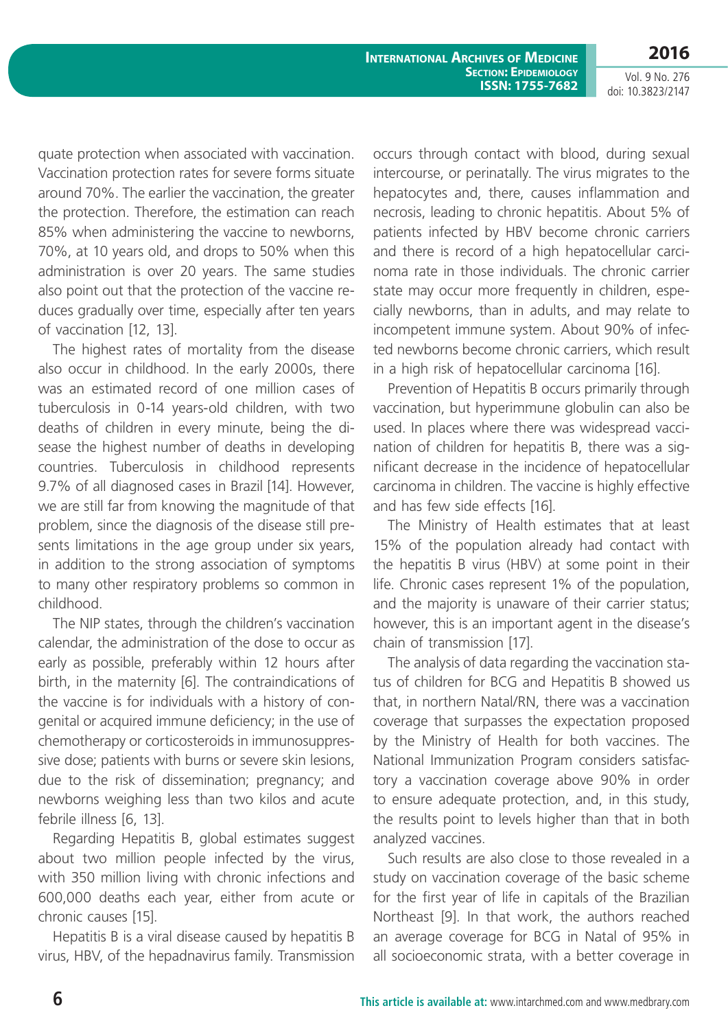quate protection when associated with vaccination. Vaccination protection rates for severe forms situate around 70%. The earlier the vaccination, the greater the protection. Therefore, the estimation can reach 85% when administering the vaccine to newborns, 70%, at 10 years old, and drops to 50% when this administration is over 20 years. The same studies also point out that the protection of the vaccine reduces gradually over time, especially after ten years of vaccination [12, 13].

The highest rates of mortality from the disease also occur in childhood. In the early 2000s, there was an estimated record of one million cases of tuberculosis in 0-14 years-old children, with two deaths of children in every minute, being the disease the highest number of deaths in developing countries. Tuberculosis in childhood represents 9.7% of all diagnosed cases in Brazil [14]. However, we are still far from knowing the magnitude of that problem, since the diagnosis of the disease still presents limitations in the age group under six years, in addition to the strong association of symptoms to many other respiratory problems so common in childhood.

The NIP states, through the children's vaccination calendar, the administration of the dose to occur as early as possible, preferably within 12 hours after birth, in the maternity [6]. The contraindications of the vaccine is for individuals with a history of congenital or acquired immune deficiency; in the use of chemotherapy or corticosteroids in immunosuppressive dose; patients with burns or severe skin lesions, due to the risk of dissemination; pregnancy; and newborns weighing less than two kilos and acute febrile illness [6, 13].

Regarding Hepatitis B, global estimates suggest about two million people infected by the virus, with 350 million living with chronic infections and 600,000 deaths each year, either from acute or chronic causes [15].

Hepatitis B is a viral disease caused by hepatitis B virus, HBV, of the hepadnavirus family. Transmission occurs through contact with blood, during sexual intercourse, or perinatally. The virus migrates to the hepatocytes and, there, causes inflammation and necrosis, leading to chronic hepatitis. About 5% of patients infected by HBV become chronic carriers and there is record of a high hepatocellular carcinoma rate in those individuals. The chronic carrier state may occur more frequently in children, especially newborns, than in adults, and may relate to incompetent immune system. About 90% of infected newborns become chronic carriers, which result in a high risk of hepatocellular carcinoma [16].

Prevention of Hepatitis B occurs primarily through vaccination, but hyperimmune globulin can also be used. In places where there was widespread vaccination of children for hepatitis B, there was a significant decrease in the incidence of hepatocellular carcinoma in children. The vaccine is highly effective and has few side effects [16].

The Ministry of Health estimates that at least 15% of the population already had contact with the hepatitis B virus (HBV) at some point in their life. Chronic cases represent 1% of the population, and the majority is unaware of their carrier status; however, this is an important agent in the disease's chain of transmission [17].

The analysis of data regarding the vaccination status of children for BCG and Hepatitis B showed us that, in northern Natal/RN, there was a vaccination coverage that surpasses the expectation proposed by the Ministry of Health for both vaccines. The National Immunization Program considers satisfactory a vaccination coverage above 90% in order to ensure adequate protection, and, in this study, the results point to levels higher than that in both analyzed vaccines.

Such results are also close to those revealed in a study on vaccination coverage of the basic scheme for the first year of life in capitals of the Brazilian Northeast [9]. In that work, the authors reached an average coverage for BCG in Natal of 95% in all socioeconomic strata, with a better coverage in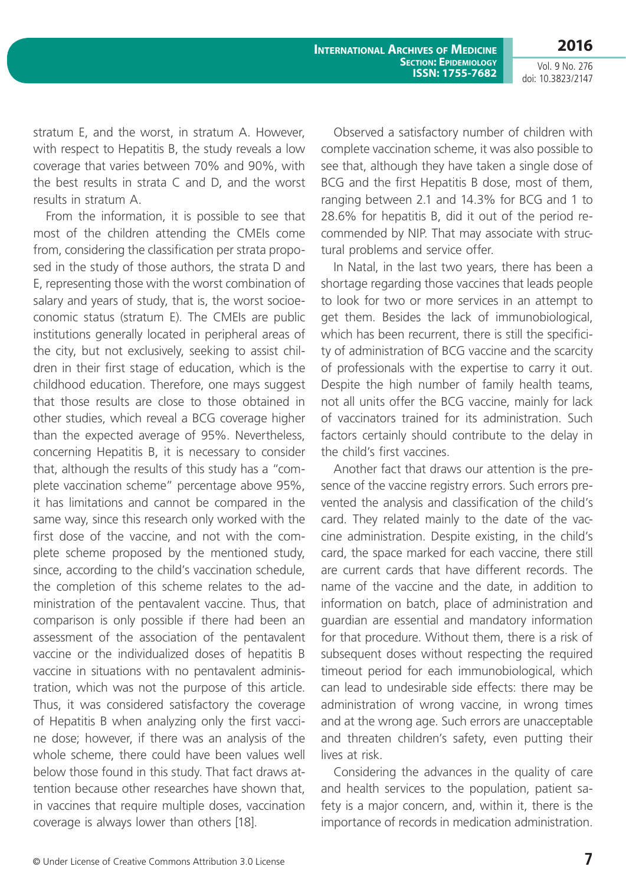stratum E, and the worst, in stratum A. However, with respect to Hepatitis B, the study reveals a low coverage that varies between 70% and 90%, with the best results in strata C and D, and the worst results in stratum A.

From the information, it is possible to see that most of the children attending the CMEIs come from, considering the classification per strata proposed in the study of those authors, the strata D and E, representing those with the worst combination of salary and years of study, that is, the worst socioeconomic status (stratum E). The CMEIs are public institutions generally located in peripheral areas of the city, but not exclusively, seeking to assist children in their first stage of education, which is the childhood education. Therefore, one mays suggest that those results are close to those obtained in other studies, which reveal a BCG coverage higher than the expected average of 95%. Nevertheless, concerning Hepatitis B, it is necessary to consider that, although the results of this study has a "complete vaccination scheme" percentage above 95%, it has limitations and cannot be compared in the same way, since this research only worked with the first dose of the vaccine, and not with the complete scheme proposed by the mentioned study, since, according to the child's vaccination schedule, the completion of this scheme relates to the administration of the pentavalent vaccine. Thus, that comparison is only possible if there had been an assessment of the association of the pentavalent vaccine or the individualized doses of hepatitis B vaccine in situations with no pentavalent administration, which was not the purpose of this article. Thus, it was considered satisfactory the coverage of Hepatitis B when analyzing only the first vaccine dose; however, if there was an analysis of the whole scheme, there could have been values well below those found in this study. That fact draws attention because other researches have shown that, in vaccines that require multiple doses, vaccination coverage is always lower than others [18].

Observed a satisfactory number of children with complete vaccination scheme, it was also possible to see that, although they have taken a single dose of BCG and the first Hepatitis B dose, most of them, ranging between 2.1 and 14.3% for BCG and 1 to 28.6% for hepatitis B, did it out of the period recommended by NIP. That may associate with structural problems and service offer.

In Natal, in the last two years, there has been a shortage regarding those vaccines that leads people to look for two or more services in an attempt to get them. Besides the lack of immunobiological, which has been recurrent, there is still the specificity of administration of BCG vaccine and the scarcity of professionals with the expertise to carry it out. Despite the high number of family health teams, not all units offer the BCG vaccine, mainly for lack of vaccinators trained for its administration. Such factors certainly should contribute to the delay in the child's first vaccines.

Another fact that draws our attention is the presence of the vaccine registry errors. Such errors prevented the analysis and classification of the child's card. They related mainly to the date of the vaccine administration. Despite existing, in the child's card, the space marked for each vaccine, there still are current cards that have different records. The name of the vaccine and the date, in addition to information on batch, place of administration and guardian are essential and mandatory information for that procedure. Without them, there is a risk of subsequent doses without respecting the required timeout period for each immunobiological, which can lead to undesirable side effects: there may be administration of wrong vaccine, in wrong times and at the wrong age. Such errors are unacceptable and threaten children's safety, even putting their lives at risk.

Considering the advances in the quality of care and health services to the population, patient safety is a major concern, and, within it, there is the importance of records in medication administration.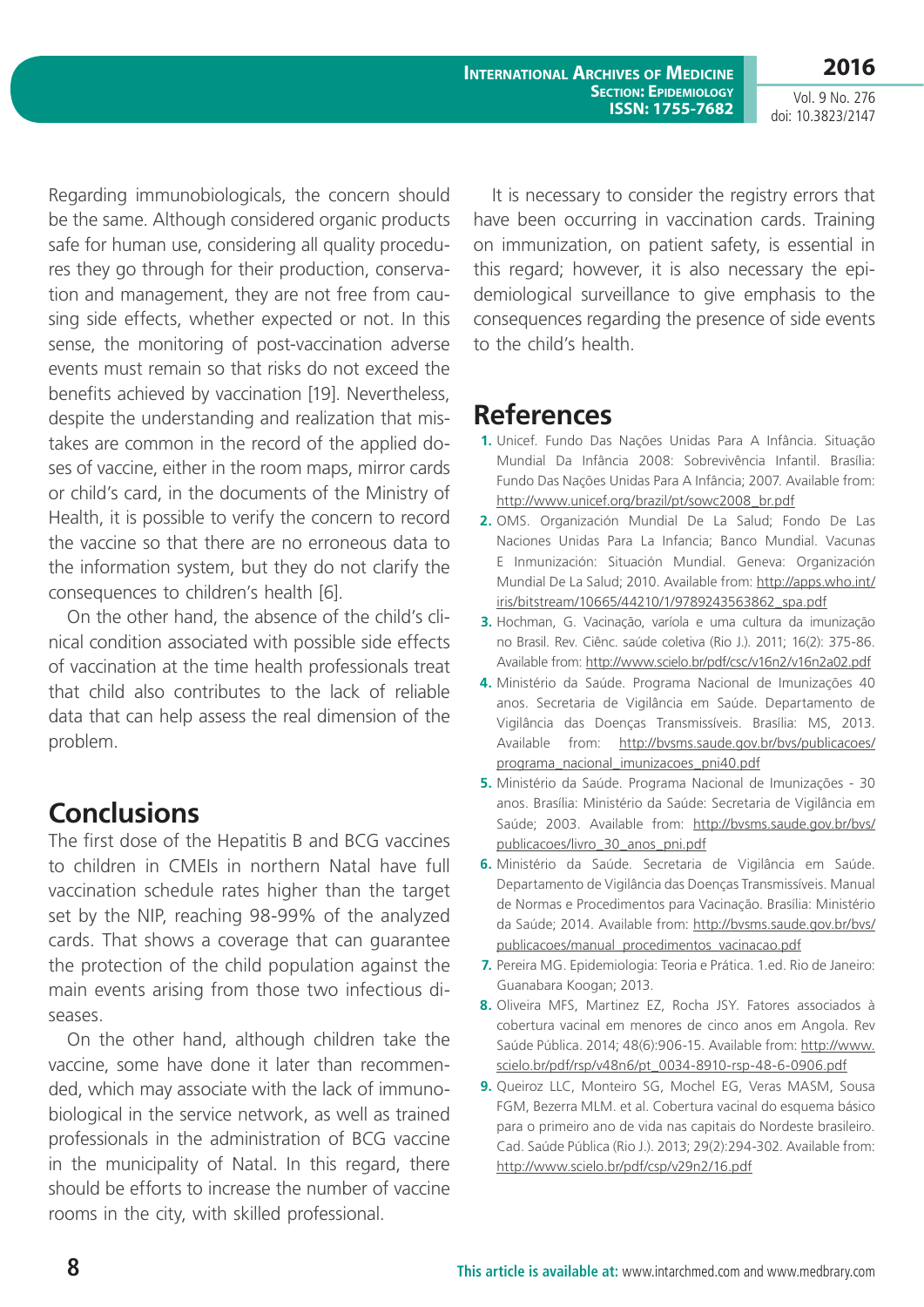Regarding immunobiologicals, the concern should be the same. Although considered organic products safe for human use, considering all quality procedures they go through for their production, conservation and management, they are not free from causing side effects, whether expected or not. In this sense, the monitoring of post-vaccination adverse events must remain so that risks do not exceed the benefits achieved by vaccination [19]. Nevertheless, despite the understanding and realization that mistakes are common in the record of the applied doses of vaccine, either in the room maps, mirror cards or child's card, in the documents of the Ministry of Health, it is possible to verify the concern to record the vaccine so that there are no erroneous data to the information system, but they do not clarify the consequences to children's health [6].

On the other hand, the absence of the child's clinical condition associated with possible side effects of vaccination at the time health professionals treat that child also contributes to the lack of reliable data that can help assess the real dimension of the problem.

## Conclusions

The first dose of the Hepatitis B and BCG vaccines to children in CMEIs in northern Natal have full vaccination schedule rates higher than the target set by the NIP, reaching 98-99% of the analyzed cards. That shows a coverage that can guarantee the protection of the child population against the main events arising from those two infectious diseases.

On the other hand, although children take the vaccine, some have done it later than recommended, which may associate with the lack of immunobiological in the service network, as well as trained professionals in the administration of BCG vaccine in the municipality of Natal. In this regard, there should be efforts to increase the number of vaccine rooms in the city, with skilled professional.

It is necessary to consider the registry errors that have been occurring in vaccination cards. Training on immunization, on patient safety, is essential in this regard; however, it is also necessary the epidemiological surveillance to give emphasis to the consequences regarding the presence of side events to the child's health.

## References

1. Unicef. Fundo Das Nações Unidas Para A Infância. Situação Mundial Da Infância 2008: Sobrevivência Infantil. Brasília: Fundo Das Nações Unidas Para A Infância; 2007. Available from: http://www.unicef.org/brazil/pt/sowc2008_br.pdf
2. OMS. Organización Mundial De La Salud; Fondo De Las Naciones Unidas Para La Infancia; Banco Mundial. Vacunas E Inmunización: Situación Mundial. Geneva: Organización Mundial De La Salud; 2010. Available from: http://apps.who.int/iris/bitstream/10665/44210/1/9789243563862_spa.pdf
3. Hochman, G. Vacinação, varíola e uma cultura da imunização no Brasil. Rev. Ciênc. saúde coletiva (Rio J.). 2011; 16(2): 375-86. Available from: http://www.scielo.br/pdf/csc/v16n2/v16n2a02.pdf
4. Ministério da Saúde. Programa Nacional de Imunizações 40 anos. Secretaria de Vigilância em Saúde. Departamento de Vigilância das Doenças Transmissíveis. Brasília: MS, 2013. Available from: http://bvsms.saude.gov.br/bvs/publicacoes/programa_nacional_imunizacoes_pni40.pdf
5. Ministério da Saúde. Programa Nacional de Imunizações - 30 anos. Brasília: Ministério da Saúde: Secretaria de Vigilância em Saúde; 2003. Available from: http://bvsms.saude.gov.br/bvs/publicacoes/livro_30_anos_pni.pdf
6. Ministério da Saúde. Secretaria de Vigilância em Saúde. Departamento de Vigilância das Doenças Transmissíveis. Manual de Normas e Procedimentos para Vacinação. Brasília: Ministério da Saúde; 2014. Available from: http://bvsms.saude.gov.br/bvs/publicacoes/manual_procedimentos_vacinacao.pdf
7. Pereira MG. Epidemiologia: Teoria e Prática. 1.ed. Rio de Janeiro: Guanabara Koogan; 2013.
8. Oliveira MFS, Martinez EZ, Rocha JSY. Fatores associados à cobertura vacinal em menores de cinco anos em Angola. Rev Saúde Pública. 2014; 48(6):906-15. Available from: http://www.scielo.br/pdf/rsp/v48n6/pt_0034-8910-rsp-48-6-0906.pdf
9. Queiroz LLC, Monteiro SG, Mochel EG, Veras MASM, Sousa FGM, Bezerra MLM. et al. Cobertura vacinal do esquema básico para o primeiro ano de vida nas capitais do Nordeste brasileiro. Cad. Saúde Pública (Rio J.). 2013; 29(2):294-302. Available from: http://www.scielo.br/pdf/csp/v29n2/16.pdf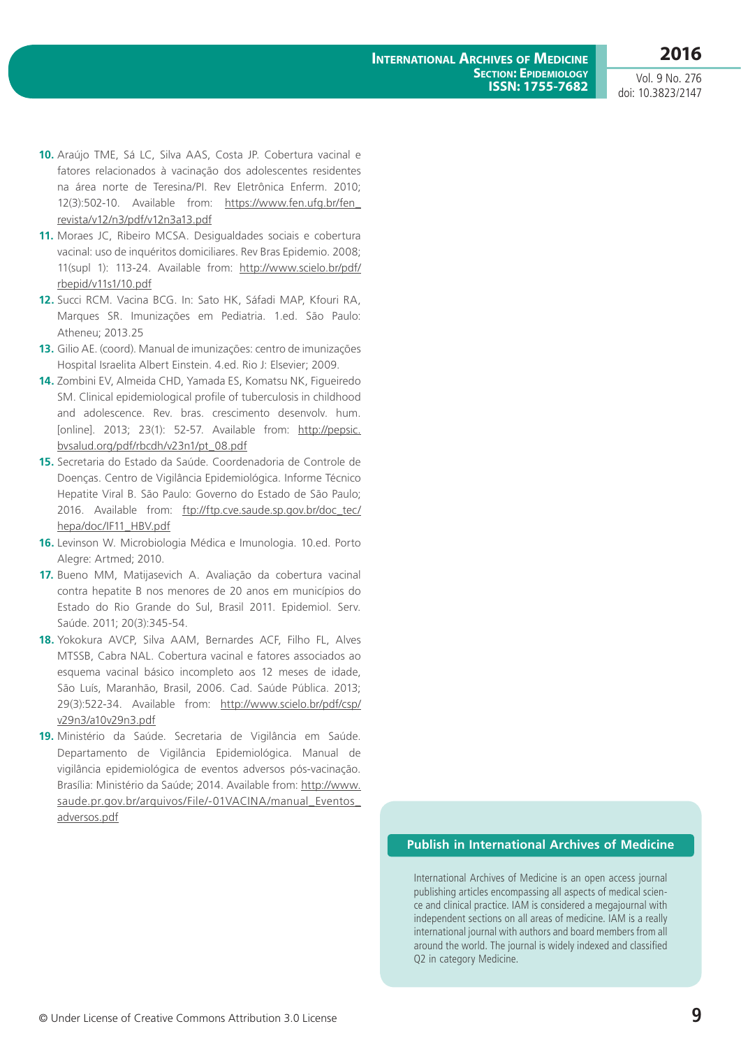10. Araújo TME, Sá LC, Silva AAS, Costa JP. Cobertura vacinal e fatores relacionados à vacinação dos adolescentes residentes na área norte de Teresina/PI. Rev Eletrônica Enferm. 2010; 12(3):502-10. Available from: https://www.fen.ufg.br/fen_revista/v12/n3/pdf/v12n3a13.pdf
11. Moraes JC, Ribeiro MCSA. Desigualdades sociais e cobertura vacinal: uso de inquéritos domiciliares. Rev Bras Epidemio. 2008; 11(supl 1): 113-24. Available from: http://www.scielo.br/pdf/rbepid/v11s1/10.pdf
12. Succi RCM. Vacina BCG. In: Sato HK, Sáfadi MAP, Kfouri RA, Marques SR. Imunizações em Pediatria. 1.ed. São Paulo: Atheneu; 2013.25
13. Gilio AE. (coord). Manual de imunizações: centro de imunizações Hospital Israelita Albert Einstein. 4.ed. Rio J: Elsevier; 2009.
14. Zombini EV, Almeida CHD, Yamada ES, Komatsu NK, Figueiredo SM. Clinical epidemiological profile of tuberculosis in childhood and adolescence. Rev. bras. crescimento desenvolv. hum. [online]. 2013; 23(1): 52-57. Available from: http://pepsic.bvsalud.org/pdf/rbcdh/v23n1/pt_08.pdf
15. Secretaria do Estado da Saúde. Coordenadoria de Controle de Doenças. Centro de Vigilância Epidemiológica. Informe Técnico Hepatite Viral B. São Paulo: Governo do Estado de São Paulo; 2016. Available from: ftp://ftp.cve.saude.sp.gov.br/doc_tec/hepa/doc/IF11_HBV.pdf
16. Levinson W. Microbiologia Médica e Imunologia. 10.ed. Porto Alegre: Artmed; 2010.
17. Bueno MM, Matijasevich A. Avaliação da cobertura vacinal contra hepatite B nos menores de 20 anos em municípios do Estado do Rio Grande do Sul, Brasil 2011. Epidemiol. Serv. Saúde. 2011; 20(3):345-54.
18. Yokokura AVCP, Silva AAM, Bernardes ACF, Filho FL, Alves MTSSB, Cabra NAL. Cobertura vacinal e fatores associados ao esquema vacinal básico incompleto aos 12 meses de idade, São Luís, Maranhão, Brasil, 2006. Cad. Saúde Pública. 2013; 29(3):522-34. Available from: http://www.scielo.br/pdf/csp/v29n3/a10v29n3.pdf
19. Ministério da Saúde. Secretaria de Vigilância em Saúde. Departamento de Vigilância Epidemiológica. Manual de vigilância epidemiológica de eventos adversos pós-vacinação. Brasília: Ministério da Saúde; 2014. Available from: http://www.saude.pr.gov.br/arquivos/File/-01VACINA/manual_Eventos_adversos.pdf

**Publish in International Archives of Medicine**

International Archives of Medicine is an open access journal publishing articles encompassing all aspects of medical science and clinical practice. IAM is considered a megajournal with independent sections on all areas of medicine. IAM is a really international journal with authors and board members from all around the world. The journal is widely indexed and classified Q2 in category Medicine.

© Under License of Creative Commons Attribution 3.0 License